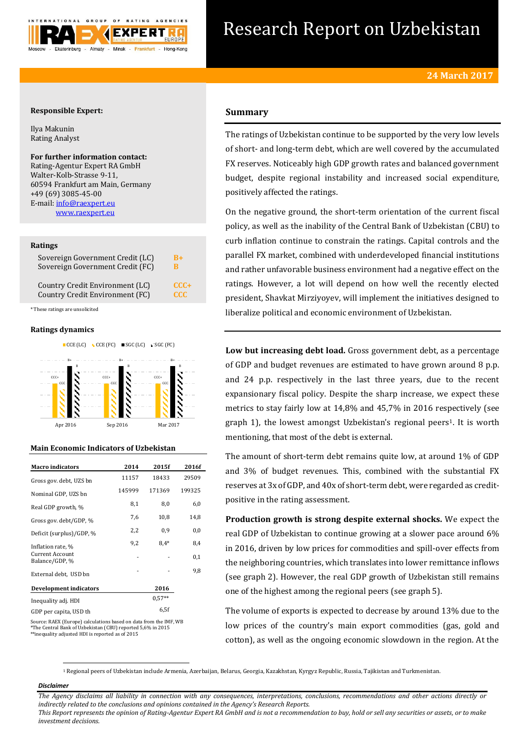# Research Report on Uzbekistan

**24 March 2017**

**Responsible Expert:**

Ilya Makunin
Rating Analyst

**For further information contact:**
Rating-Agentur Expert RA GmbH
Walter-Kolb-Strasse 9-11,
60594 Frankfurt am Main, Germany
+49 (69) 3085-45-00
E-mail: info@raexpert.eu
www.raexpert.eu

**Ratings**

| | |
|---|---|
| Sovereign Government Credit (LC) | B+ |
| Sovereign Government Credit (FC) | B |
| Country Credit Environment (LC) | CCC+ |
| Country Credit Environment (FC) | CCC |

*These ratings are unsolicited

**Ratings dynamics**

| | CCE (LC) | CCE (FC) | SGC (LC) | SGC (FC) |
|---|---|---|---|---|
| Apr 2016 | CCC+ | CCC | B+ | B |
| Sep 2016 | CCC+ | CCC | B+ | B |
| Mar 2017 | CCC+ | CCC | B+ | B |

**Main Economic Indicators of Uzbekistan**

| Macro indicators | 2014 | 2015f | 2016f |
|---|---|---|---|
| Gross gov. debt, UZS bn | 11157 | 18433 | 29509 |
| Nominal GDP, UZS bn | 145999 | 171369 | 199325 |
| Real GDP growth, % | 8,1 | 8,0 | 6,0 |
| Gross gov. debt/GDP, % | 7,6 | 10,8 | 14,8 |
| Deficit (surplus)/GDP, % | 2,2 | 0,9 | 0,0 |
| Inflation rate, % | 9,2 | 8,4* | 8,4 |
| Current Account Balance/GDP, % | - | - | 0,1 |
| External debt, USD bn | - | - | 9,8 |

| Development indicators | 2016 |
|---|---|
| Inequality adj. HDI | 0,57** |
| GDP per capita, USD th | 6,5f |

Source: RAEX (Europe) calculations based on data from the IMF, WB
*The Central Bank of Uzbekistan (CBU) reported 5,6% in 2015
**inequality adjusted HDI is reported as of 2015

## Summary

The ratings of Uzbekistan continue to be supported by the very low levels of short- and long-term debt, which are well covered by the accumulated FX reserves. Noticeably high GDP growth rates and balanced government budget, despite regional instability and increased social expenditure, positively affected the ratings.

On the negative ground, the short-term orientation of the current fiscal policy, as well as the inability of the Central Bank of Uzbekistan (CBU) to curb inflation continue to constrain the ratings. Capital controls and the parallel FX market, combined with underdeveloped financial institutions and rather unfavorable business environment had a negative effect on the ratings. However, a lot will depend on how well the recently elected president, Shavkat Mirziyoyev, will implement the initiatives designed to liberalize political and economic environment of Uzbekistan.

**Low but increasing debt load.** Gross government debt, as a percentage of GDP and budget revenues are estimated to have grown around 8 p.p. and 24 p.p. respectively in the last three years, due to the recent expansionary fiscal policy. Despite the sharp increase, we expect these metrics to stay fairly low at 14,8% and 45,7% in 2016 respectively (see graph 1), the lowest amongst Uzbekistan's regional peers[1]. It is worth mentioning, that most of the debt is external.

The amount of short-term debt remains quite low, at around 1% of GDP and 3% of budget revenues. This, combined with the substantial FX reserves at 3x of GDP, and 40x of short-term debt, were regarded as credit-positive in the rating assessment.

**Production growth is strong despite external shocks.** We expect the real GDP of Uzbekistan to continue growing at a slower pace around 6% in 2016, driven by low prices for commodities and spill-over effects from the neighboring countries, which translates into lower remittance inflows (see graph 2). However, the real GDP growth of Uzbekistan still remains one of the highest among the regional peers (see graph 5).

The volume of exports is expected to decrease by around 13% due to the low prices of the country's main export commodities (gas, gold and cotton), as well as the ongoing economic slowdown in the region. At the

[1] Regional peers of Uzbekistan include Armenia, Azerbaijan, Belarus, Georgia, Kazakhstan, Kyrgyz Republic, Russia, Tajikistan and Turkmenistan.

***Disclaimer***

*The Agency disclaims all liability in connection with any consequences, interpretations, conclusions, recommendations and other actions directly or indirectly related to the conclusions and opinions contained in the Agency's Research Reports.*
*This Report represents the opinion of Rating-Agentur Expert RA GmbH and is not a recommendation to buy, hold or sell any securities or assets, or to make investment decisions.*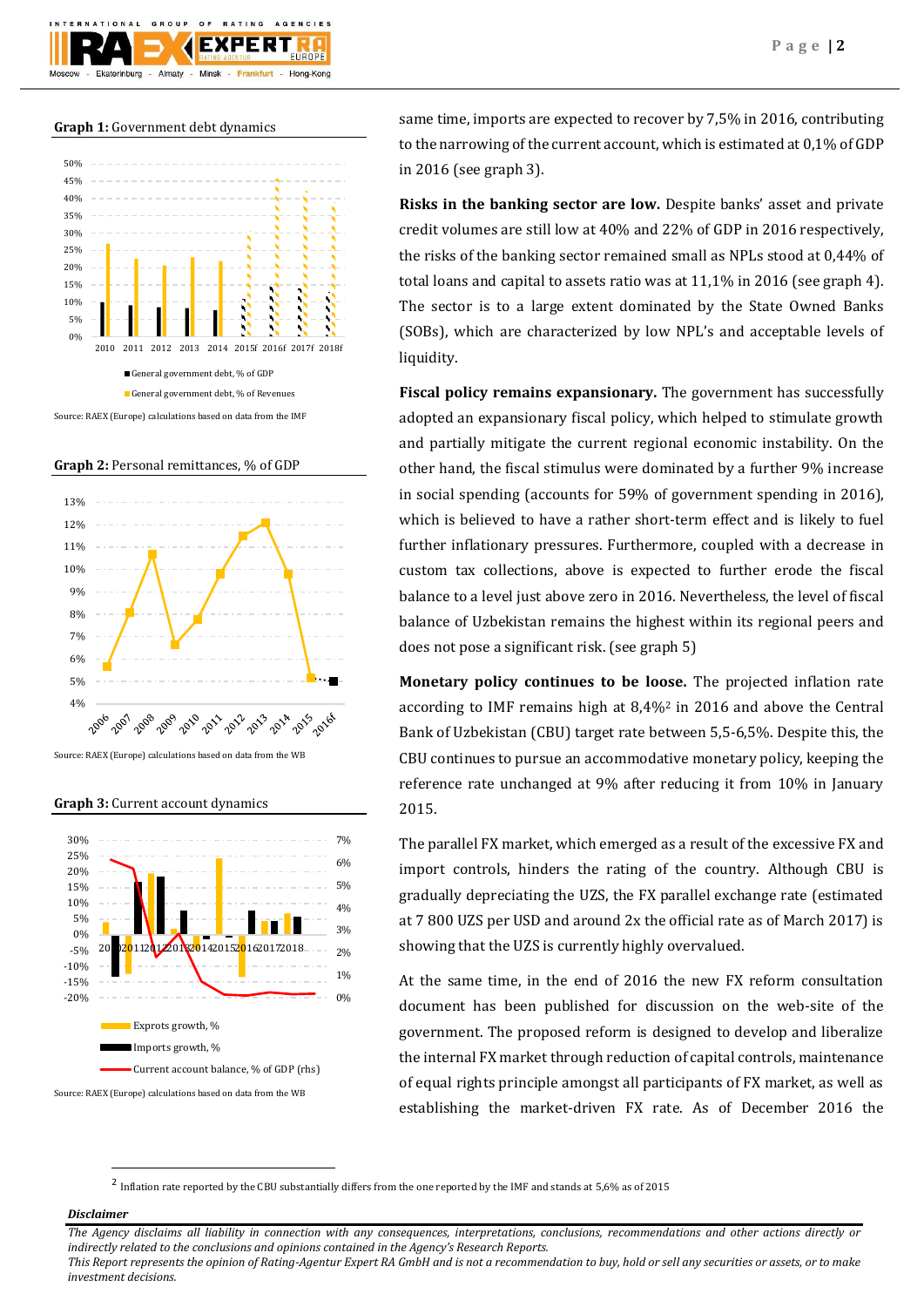**Graph 1:** Government debt dynamics

■ General government debt, % of GDP
■ General government debt, % of Revenues

Source: RAEX (Europe) calculations based on data from the IMF

**Graph 2:** Personal remittances, % of GDP

Source: RAEX (Europe) calculations based on data from the WB

**Graph 3:** Current account dynamics

Exprots growth, %
Imports growth, %
Current account balance, % of GDP (rhs)

Source: RAEX (Europe) calculations based on data from the WB

same time, imports are expected to recover by 7,5% in 2016, contributing to the narrowing of the current account, which is estimated at 0,1% of GDP in 2016 (see graph 3).

**Risks in the banking sector are low.** Despite banks' asset and private credit volumes are still low at 40% and 22% of GDP in 2016 respectively, the risks of the banking sector remained small as NPLs stood at 0,44% of total loans and capital to assets ratio was at 11,1% in 2016 (see graph 4). The sector is to a large extent dominated by the State Owned Banks (SOBs), which are characterized by low NPL's and acceptable levels of liquidity.

**Fiscal policy remains expansionary.** The government has successfully adopted an expansionary fiscal policy, which helped to stimulate growth and partially mitigate the current regional economic instability. On the other hand, the fiscal stimulus were dominated by a further 9% increase in social spending (accounts for 59% of government spending in 2016), which is believed to have a rather short-term effect and is likely to fuel further inflationary pressures. Furthermore, coupled with a decrease in custom tax collections, above is expected to further erode the fiscal balance to a level just above zero in 2016. Nevertheless, the level of fiscal balance of Uzbekistan remains the highest within its regional peers and does not pose a significant risk. (see graph 5)

**Monetary policy continues to be loose.** The projected inflation rate according to IMF remains high at 8,4%[2] in 2016 and above the Central Bank of Uzbekistan (CBU) target rate between 5,5-6,5%. Despite this, the CBU continues to pursue an accommodative monetary policy, keeping the reference rate unchanged at 9% after reducing it from 10% in January 2015.

The parallel FX market, which emerged as a result of the excessive FX and import controls, hinders the rating of the country. Although CBU is gradually depreciating the UZS, the FX parallel exchange rate (estimated at 7 800 UZS per USD and around 2x the official rate as of March 2017) is showing that the UZS is currently highly overvalued.

At the same time, in the end of 2016 the new FX reform consultation document has been published for discussion on the web-site of the government. The proposed reform is designed to develop and liberalize the internal FX market through reduction of capital controls, maintenance of equal rights principle amongst all participants of FX market, as well as establishing the market-driven FX rate. As of December 2016 the

[2] Inflation rate reported by the CBU substantially differs from the one reported by the IMF and stands at 5,6% as of 2015

***Disclaimer***

*The Agency disclaims all liability in connection with any consequences, interpretations, conclusions, recommendations and other actions directly or indirectly related to the conclusions and opinions contained in the Agency's Research Reports.*
*This Report represents the opinion of Rating-Agentur Expert RA GmbH and is not a recommendation to buy, hold or sell any securities or assets, or to make investment decisions.*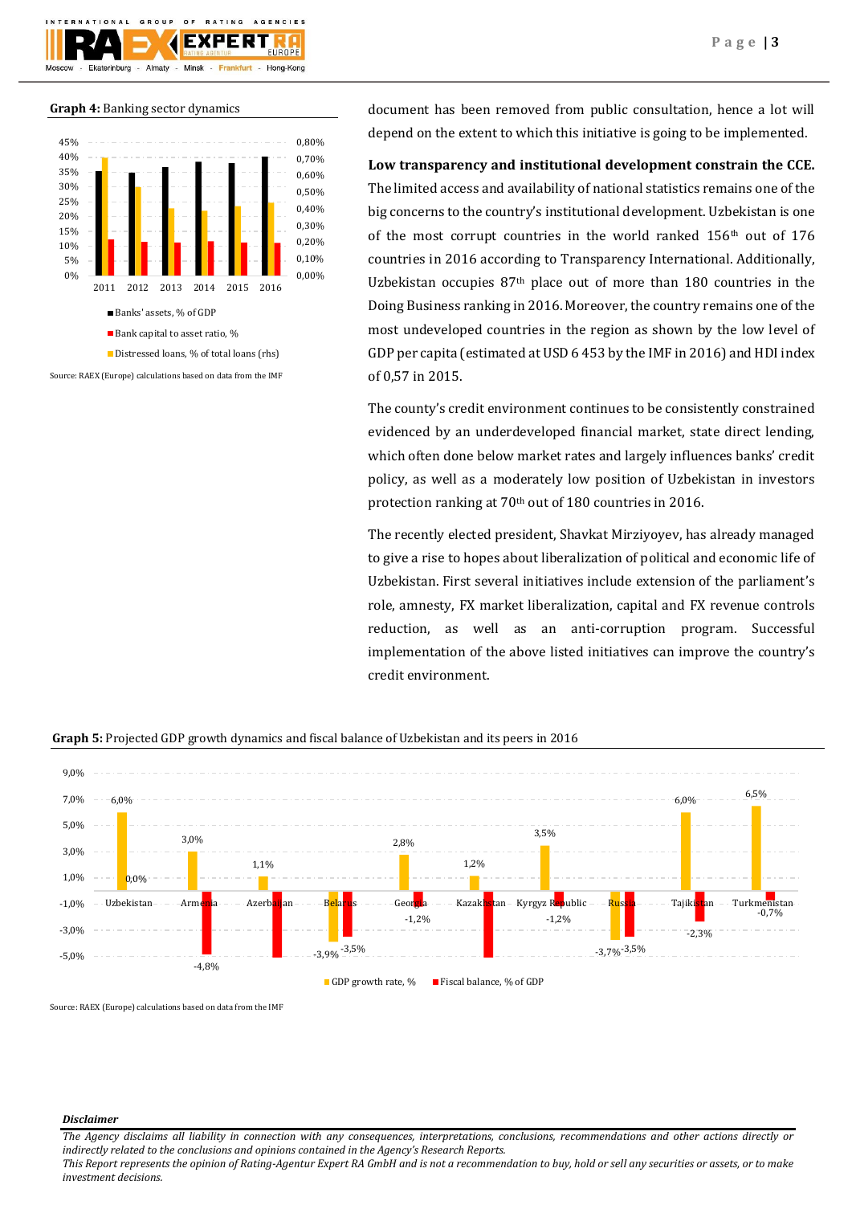**Graph 4:** Banking sector dynamics

Source: RAEX (Europe) calculations based on data from the IMF

document has been removed from public consultation, hence a lot will depend on the extent to which this initiative is going to be implemented.

**Low transparency and institutional development constrain the CCE.** The limited access and availability of national statistics remains one of the big concerns to the country's institutional development. Uzbekistan is one of the most corrupt countries in the world ranked 156th out of 176 countries in 2016 according to Transparency International. Additionally, Uzbekistan occupies 87th place out of more than 180 countries in the Doing Business ranking in 2016. Moreover, the country remains one of the most undeveloped countries in the region as shown by the low level of GDP per capita (estimated at USD 6 453 by the IMF in 2016) and HDI index of 0,57 in 2015.

The county's credit environment continues to be consistently constrained evidenced by an underdeveloped financial market, state direct lending, which often done below market rates and largely influences banks' credit policy, as well as a moderately low position of Uzbekistan in investors protection ranking at 70th out of 180 countries in 2016.

The recently elected president, Shavkat Mirziyoyev, has already managed to give a rise to hopes about liberalization of political and economic life of Uzbekistan. First several initiatives include extension of the parliament's role, amnesty, FX market liberalization, capital and FX revenue controls reduction, as well as an anti-corruption program. Successful implementation of the above listed initiatives can improve the country's credit environment.

**Graph 5:** Projected GDP growth dynamics and fiscal balance of Uzbekistan and its peers in 2016

Source: RAEX (Europe) calculations based on data from the IMF

*Disclaimer*

*The Agency disclaims all liability in connection with any consequences, interpretations, conclusions, recommendations and other actions directly or indirectly related to the conclusions and opinions contained in the Agency's Research Reports.*

*This Report represents the opinion of Rating-Agentur Expert RA GmbH and is not a recommendation to buy, hold or sell any securities or assets, or to make investment decisions.*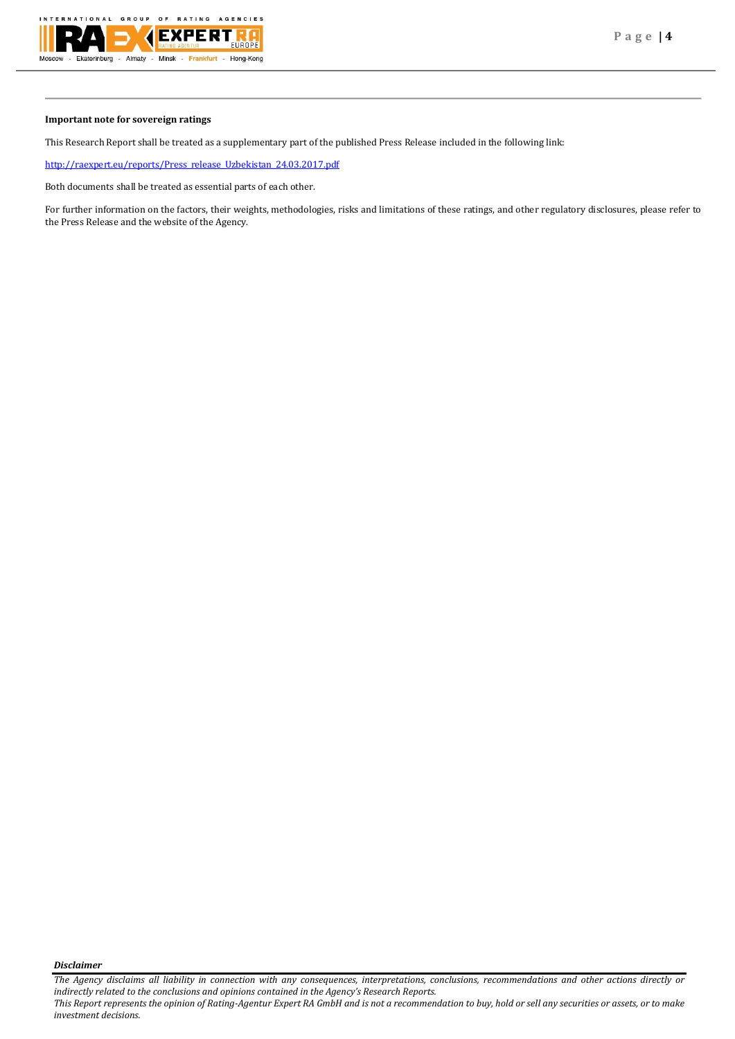**Important note for sovereign ratings**

This Research Report shall be treated as a supplementary part of the published Press Release included in the following link:

http://raexpert.eu/reports/Press_release_Uzbekistan_24.03.2017.pdf

Both documents shall be treated as essential parts of each other.

For further information on the factors, their weights, methodologies, risks and limitations of these ratings, and other regulatory disclosures, please refer to the Press Release and the website of the Agency.

***Disclaimer***

*The Agency disclaims all liability in connection with any consequences, interpretations, conclusions, recommendations and other actions directly or indirectly related to the conclusions and opinions contained in the Agency's Research Reports.*

*This Report represents the opinion of Rating-Agentur Expert RA GmbH and is not a recommendation to buy, hold or sell any securities or assets, or to make investment decisions.*